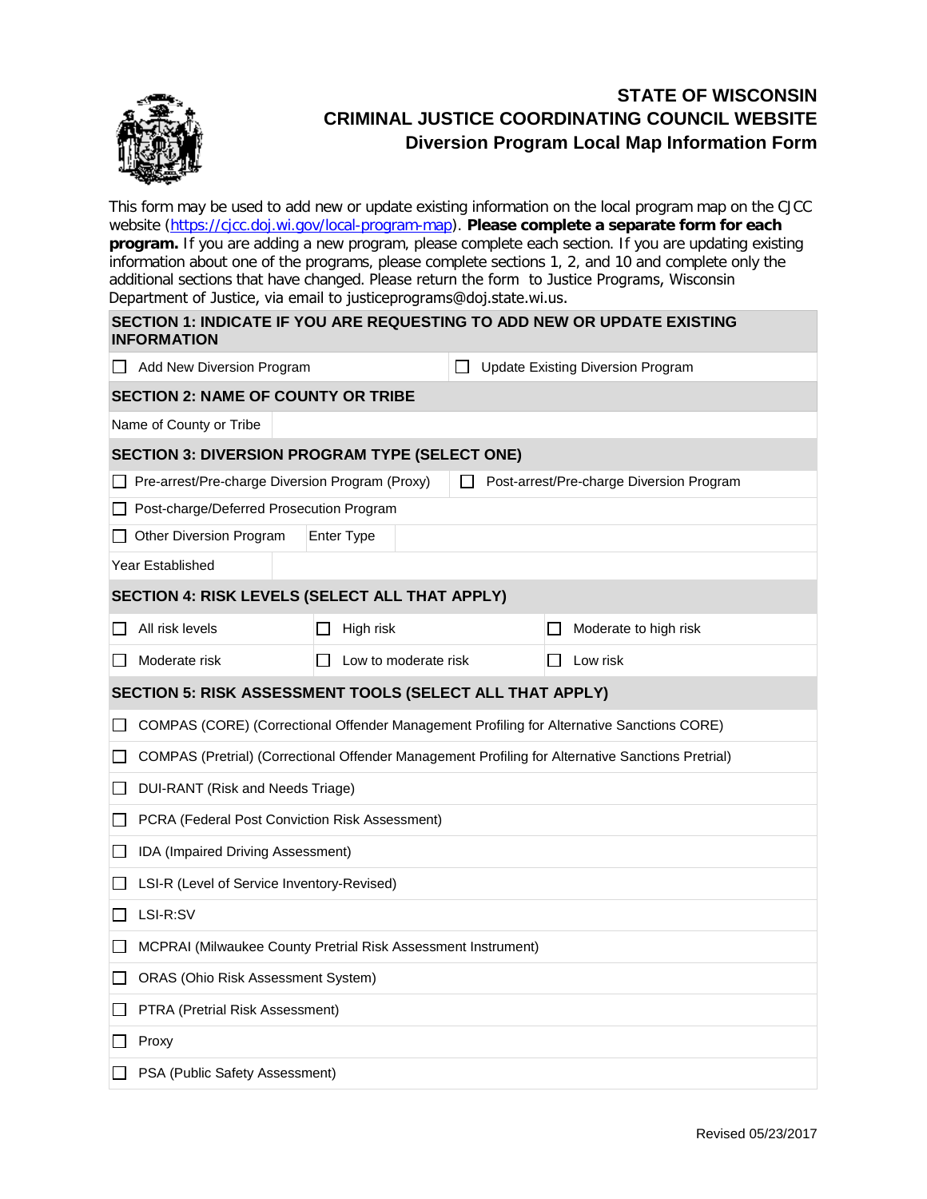# STATE OF WISCONSIN
## CRIMINAL JUSTICE COORDINATING COUNCIL WEBSITE
### Diversion Program Local Map Information Form

This form may be used to add new or update existing information on the local program map on the CJCC website (https://cjcc.doj.wi.gov/local-program-map). **Please complete a separate form for each program.** If you are adding a new program, please complete each section. If you are updating existing information about one of the programs, please complete sections 1, 2, and 10 and complete only the additional sections that have changed. Please return the form to Justice Programs, Wisconsin Department of Justice, via email to justiceprograms@doj.state.wi.us.

**SECTION 1: INDICATE IF YOU ARE REQUESTING TO ADD NEW OR UPDATE EXISTING INFORMATION**

| | |
|---|---|
| ☐ Add New Diversion Program | ☐ Update Existing Diversion Program |

**SECTION 2: NAME OF COUNTY OR TRIBE**

| | |
|---|---|
| Name of County or Tribe | |

**SECTION 3: DIVERSION PROGRAM TYPE (SELECT ONE)**

| | | |
|---|---|---|
| ☐ Pre-arrest/Pre-charge Diversion Program (Proxy) | | ☐ Post-arrest/Pre-charge Diversion Program |
| ☐ Post-charge/Deferred Prosecution Program | | |
| ☐ Other Diversion Program | Enter Type | |
| Year Established | | |

**SECTION 4: RISK LEVELS (SELECT ALL THAT APPLY)**

| | | |
|---|---|---|
| ☐ All risk levels | ☐ High risk | ☐ Moderate to high risk |
| ☐ Moderate risk | ☐ Low to moderate risk | ☐ Low risk |

**SECTION 5: RISK ASSESSMENT TOOLS (SELECT ALL THAT APPLY)**

- ☐ COMPAS (CORE) (Correctional Offender Management Profiling for Alternative Sanctions CORE)
- ☐ COMPAS (Pretrial) (Correctional Offender Management Profiling for Alternative Sanctions Pretrial)
- ☐ DUI-RANT (Risk and Needs Triage)
- ☐ PCRA (Federal Post Conviction Risk Assessment)
- ☐ IDA (Impaired Driving Assessment)
- ☐ LSI-R (Level of Service Inventory-Revised)
- ☐ LSI-R:SV
- ☐ MCPRAI (Milwaukee County Pretrial Risk Assessment Instrument)
- ☐ ORAS (Ohio Risk Assessment System)
- ☐ PTRA (Pretrial Risk Assessment)
- ☐ Proxy
- ☐ PSA (Public Safety Assessment)

Revised 05/23/2017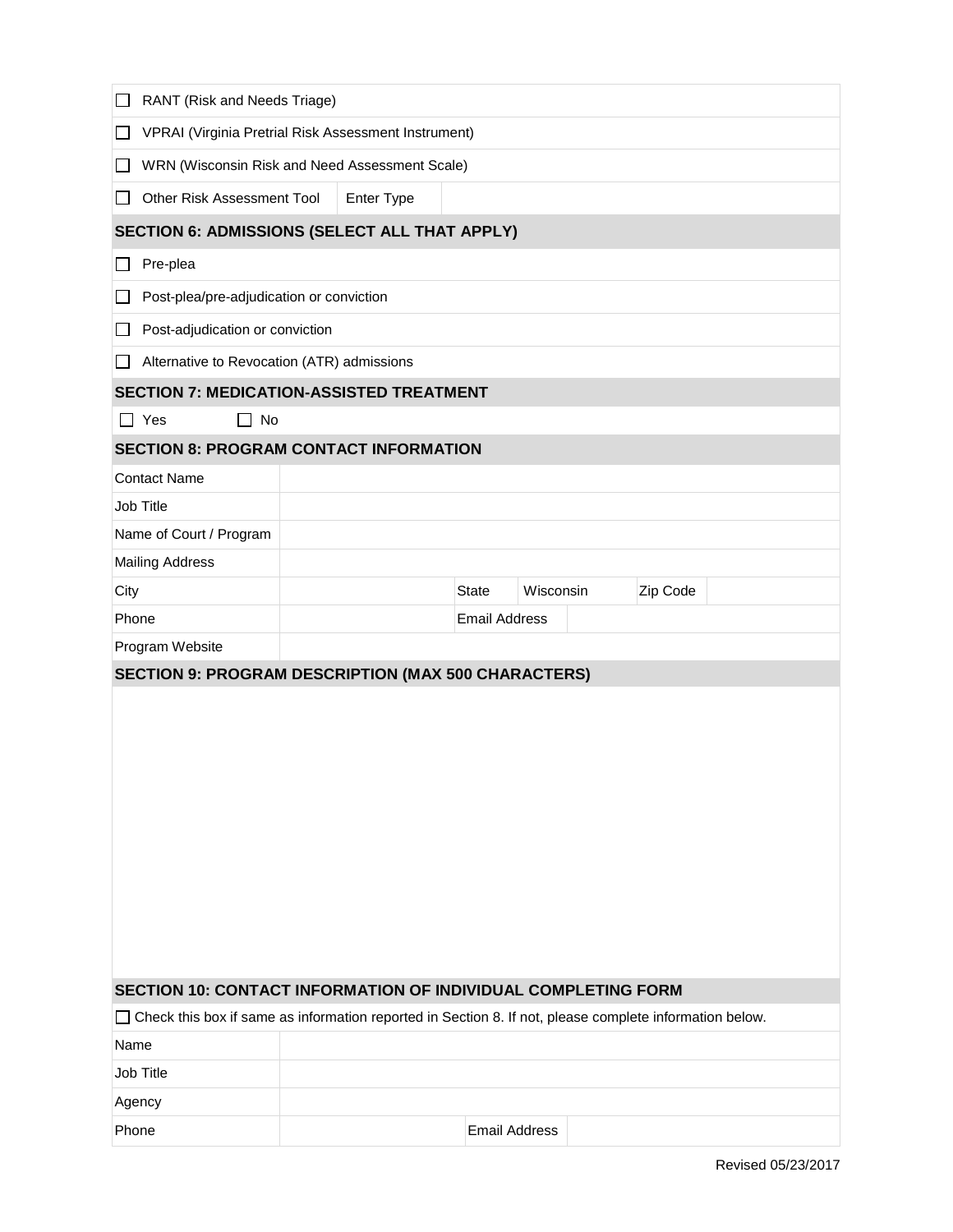- ☐ RANT (Risk and Needs Triage)
- ☐ VPRAI (Virginia Pretrial Risk Assessment Instrument)
- ☐ WRN (Wisconsin Risk and Need Assessment Scale)
- ☐ Other Risk Assessment Tool | Enter Type

## SECTION 6: ADMISSIONS (SELECT ALL THAT APPLY)

- ☐ Pre-plea
- ☐ Post-plea/pre-adjudication or conviction
- ☐ Post-adjudication or conviction
- ☐ Alternative to Revocation (ATR) admissions

## SECTION 7: MEDICATION-ASSISTED TREATMENT

☐ Yes ☐ No

## SECTION 8: PROGRAM CONTACT INFORMATION

| | | | | | |
|---|---|---|---|---|---|
| Contact Name | | | | | |
| Job Title | | | | | |
| Name of Court / Program | | | | | |
| Mailing Address | | | | | |
| City | | State | Wisconsin | Zip Code | |
| Phone | | Email Address | | | |
| Program Website | | | | | |

## SECTION 9: PROGRAM DESCRIPTION (MAX 500 CHARACTERS)

## SECTION 10: CONTACT INFORMATION OF INDIVIDUAL COMPLETING FORM

☐ Check this box if same as information reported in Section 8. If not, please complete information below.

| | | | |
|---|---|---|---|
| Name | | | |
| Job Title | | | |
| Agency | | | |
| Phone | | Email Address | |

Revised 05/23/2017